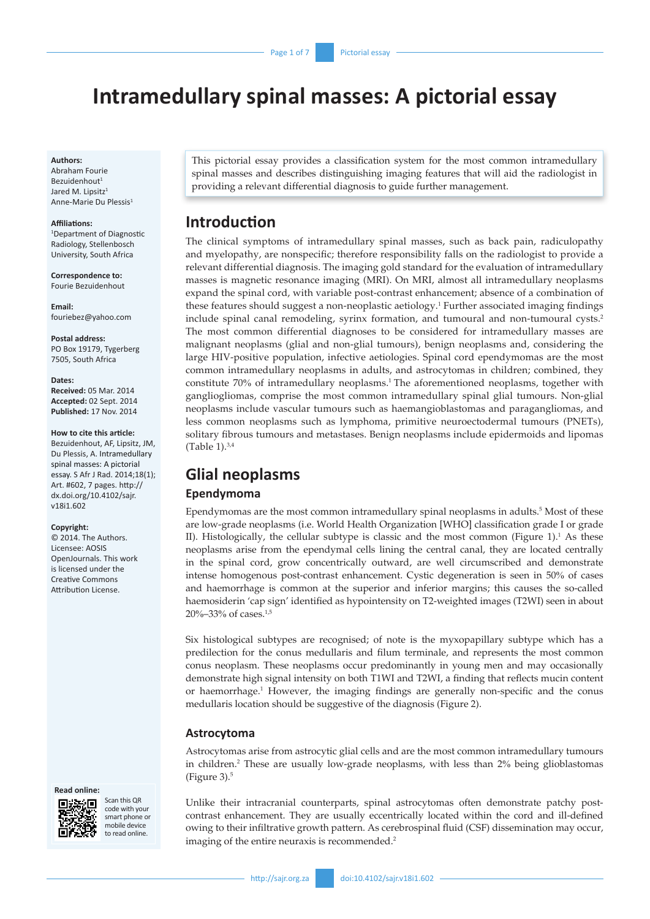# Intramedullary spinal masses: A pictorial essay

**Authors:**
Abraham Fourie Bezuidenhout[1]
Jared M. Lipsitz[1]
Anne-Marie Du Plessis[1]

**Affiliations:**
[1]Department of Diagnostic Radiology, Stellenbosch University, South Africa

**Correspondence to:**
Fourie Bezuidenhout

**Email:**
fouriebez@yahoo.com

**Postal address:**
PO Box 19179, Tygerberg 7505, South Africa

**Dates:**
**Received:** 05 Mar. 2014
**Accepted:** 02 Sept. 2014
**Published:** 17 Nov. 2014

**How to cite this article:**
Bezuidenhout, AF, Lipsitz, JM, Du Plessis, A. Intramedullary spinal masses: A pictorial essay. S Afr J Rad. 2014;18(1); Art. #602, 7 pages. http://dx.doi.org/10.4102/sajr.v18i1.602

**Copyright:**
© 2014. The Authors. Licensee: AOSIS OpenJournals. This work is licensed under the Creative Commons Attribution License.

**Read online:**
Scan this QR code with your smart phone or mobile device to read online.

This pictorial essay provides a classification system for the most common intramedullary spinal masses and describes distinguishing imaging features that will aid the radiologist in providing a relevant differential diagnosis to guide further management.

## Introduction

The clinical symptoms of intramedullary spinal masses, such as back pain, radiculopathy and myelopathy, are nonspecific; therefore responsibility falls on the radiologist to provide a relevant differential diagnosis. The imaging gold standard for the evaluation of intramedullary masses is magnetic resonance imaging (MRI). On MRI, almost all intramedullary neoplasms expand the spinal cord, with variable post-contrast enhancement; absence of a combination of these features should suggest a non-neoplastic aetiology.[1] Further associated imaging findings include spinal canal remodeling, syrinx formation, and tumoural and non-tumoural cysts.[2] The most common differential diagnoses to be considered for intramedullary masses are malignant neoplasms (glial and non-glial tumours), benign neoplasms and, considering the large HIV-positive population, infective aetiologies. Spinal cord ependymomas are the most common intramedullary neoplasms in adults, and astrocytomas in children; combined, they constitute 70% of intramedullary neoplasms.[1] The aforementioned neoplasms, together with gangliogliomas, comprise the most common intramedullary spinal glial tumours. Non-glial neoplasms include vascular tumours such as haemangioblastomas and paragangliomas, and less common neoplasms such as lymphoma, primitive neuroectodermal tumours (PNETs), solitary fibrous tumours and metastases. Benign neoplasms include epidermoids and lipomas (Table 1).[3,4]

## Glial neoplasms

### Ependymoma

Ependymomas are the most common intramedullary spinal neoplasms in adults.[5] Most of these are low-grade neoplasms (i.e. World Health Organization [WHO] classification grade I or grade II). Histologically, the cellular subtype is classic and the most common (Figure 1).[1] As these neoplasms arise from the ependymal cells lining the central canal, they are located centrally in the spinal cord, grow concentrically outward, are well circumscribed and demonstrate intense homogenous post-contrast enhancement. Cystic degeneration is seen in 50% of cases and haemorrhage is common at the superior and inferior margins; this causes the so-called haemosiderin 'cap sign' identified as hypointensity on T2-weighted images (T2WI) seen in about 20%–33% of cases.[1,5]

Six histological subtypes are recognised; of note is the myxopapillary subtype which has a predilection for the conus medullaris and filum terminale, and represents the most common conus neoplasm. These neoplasms occur predominantly in young men and may occasionally demonstrate high signal intensity on both T1WI and T2WI, a finding that reflects mucin content or haemorrhage.[1] However, the imaging findings are generally non-specific and the conus medullaris location should be suggestive of the diagnosis (Figure 2).

### Astrocytoma

Astrocytomas arise from astrocytic glial cells and are the most common intramedullary tumours in children.[2] These are usually low-grade neoplasms, with less than 2% being glioblastomas (Figure 3).[5]

Unlike their intracranial counterparts, spinal astrocytomas often demonstrate patchy post-contrast enhancement. They are usually eccentrically located within the cord and ill-defined owing to their infiltrative growth pattern. As cerebrospinal fluid (CSF) dissemination may occur, imaging of the entire neuraxis is recommended.[2]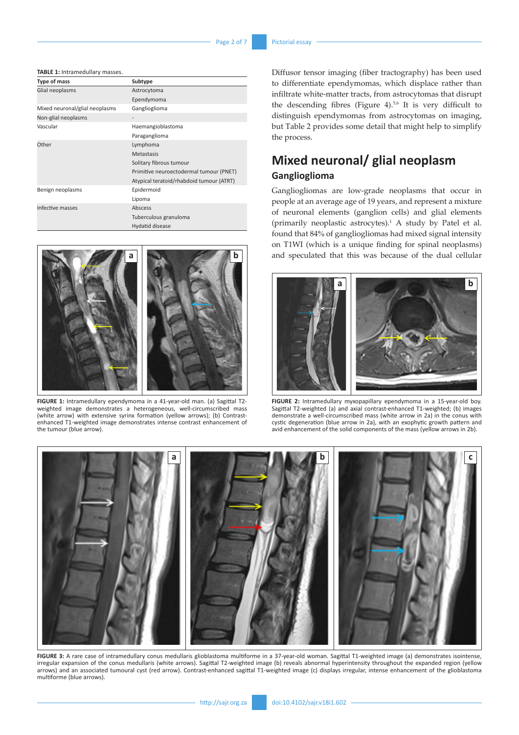**TABLE 1:** Intramedullary masses.

| Type of mass | Subtype |
|---|---|
| Glial neoplasms | Astrocytoma |
| | Ependymoma |
| Mixed neuronal/glial neoplasms | Ganglioglioma |
| Non-glial neoplasms | - |
| Vascular | Haemangioblastoma |
| | Paraganglioma |
| Other | Lymphoma |
| | Metastasis |
| | Solitary fibrous tumour |
| | Primitive neuroectodermal tumour (PNET) |
| | Atypical teratoid/rhabdoid tumour (ATRT) |
| Benign neoplasms | Epidermoid |
| | Lipoma |
| Infective masses | Abscess |
| | Tuberculous granuloma |
| | Hydatid disease |

**FIGURE 1:** Intramedullary ependymoma in a 41-year-old man. (a) Sagittal T2-weighted image demonstrates a heterogeneous, well-circumscribed mass (white arrow) with extensive syrinx formation (yellow arrows); (b) Contrast-enhanced T1-weighted image demonstrates intense contrast enhancement of the tumour (blue arrow).

Diffusor tensor imaging (fiber tractography) has been used to differentiate ependymomas, which displace rather than infiltrate white-matter tracts, from astrocytomas that disrupt the descending fibres (Figure 4).[5,6] It is very difficult to distinguish ependymomas from astrocytomas on imaging, but Table 2 provides some detail that might help to simplify the process.

## Mixed neuronal/ glial neoplasm

### Ganglioglioma

Gangliogliomas are low-grade neoplasms that occur in people at an average age of 19 years, and represent a mixture of neuronal elements (ganglion cells) and glial elements (primarily neoplastic astrocytes).[1] A study by Patel et al. found that 84% of gangliogliomas had mixed signal intensity on T1WI (which is a unique finding for spinal neoplasms) and speculated that this was because of the dual cellular

**FIGURE 2:** Intramedullary myxopapillary ependymoma in a 15-year-old boy. Sagittal T2-weighted (a) and axial contrast-enhanced T1-weighted; (b) images demonstrate a well-circumscribed mass (white arrow in 2a) in the conus with cystic degeneration (blue arrow in 2a), with an exophytic growth pattern and avid enhancement of the solid components of the mass (yellow arrows in 2b).

**FIGURE 3:** A rare case of intramedullary conus medullaris glioblastoma multiforme in a 37-year-old woman. Sagittal T1-weighted image (a) demonstrates isointense, irregular expansion of the conus medullaris (white arrows). Sagittal T2-weighted image (b) reveals abnormal hyperintensity throughout the expanded region (yellow arrows) and an associated tumoural cyst (red arrow). Contrast-enhanced sagittal T1-weighted image (c) displays irregular, intense enhancement of the glioblastoma multiforme (blue arrows).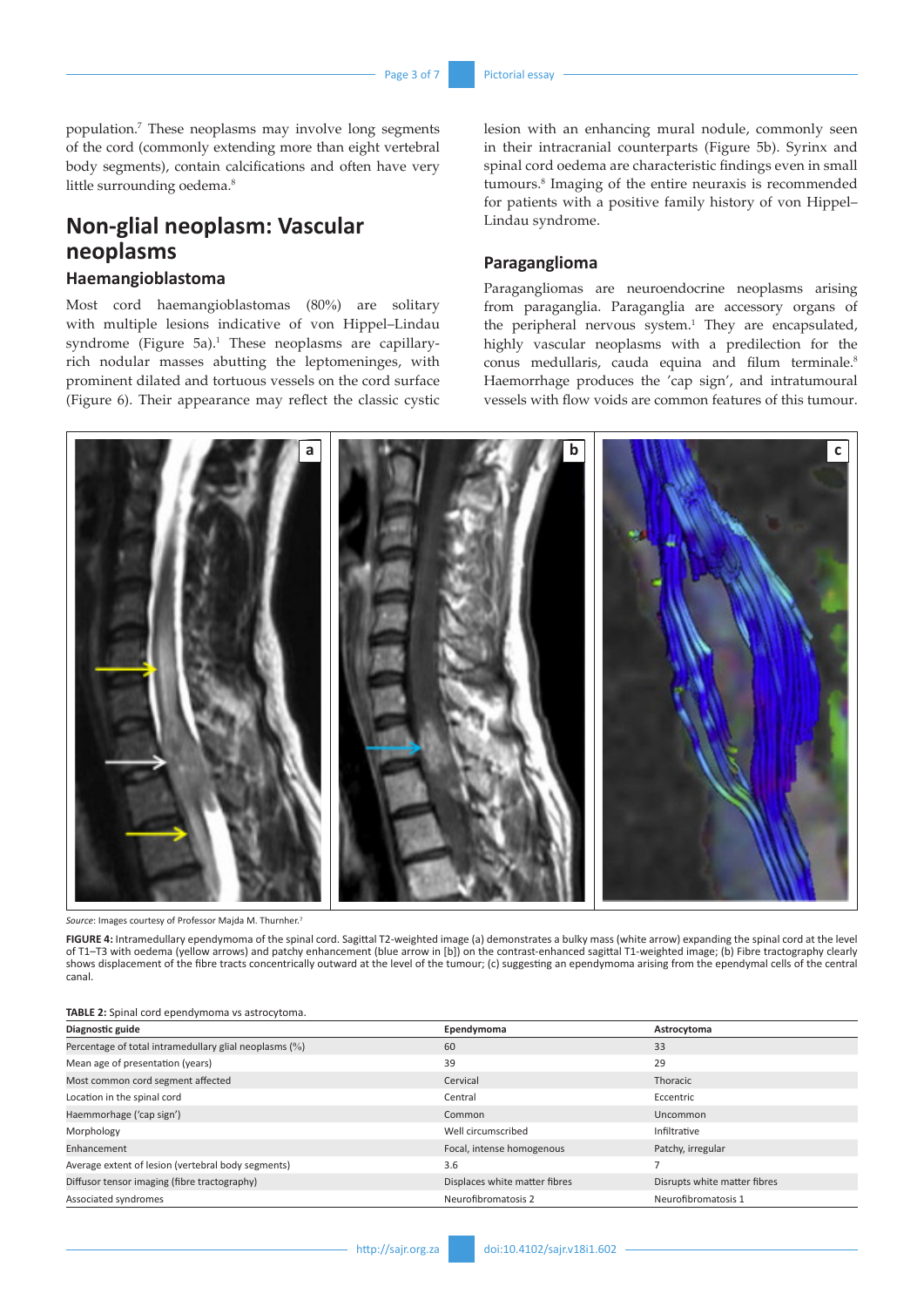population.[7] These neoplasms may involve long segments of the cord (commonly extending more than eight vertebral body segments), contain calcifications and often have very little surrounding oedema.[8]

## Non-glial neoplasm: Vascular neoplasms

### Haemangioblastoma

Most cord haemangioblastomas (80%) are solitary with multiple lesions indicative of von Hippel–Lindau syndrome (Figure 5a).[1] These neoplasms are capillary-rich nodular masses abutting the leptomeninges, with prominent dilated and tortuous vessels on the cord surface (Figure 6). Their appearance may reflect the classic cystic lesion with an enhancing mural nodule, commonly seen in their intracranial counterparts (Figure 5b). Syrinx and spinal cord oedema are characteristic findings even in small tumours.[8] Imaging of the entire neuraxis is recommended for patients with a positive family history of von Hippel–Lindau syndrome.

### Paraganglioma

Paragangliomas are neuroendocrine neoplasms arising from paraganglia. Paraganglia are accessory organs of the peripheral nervous system.[1] They are encapsulated, highly vascular neoplasms with a predilection for the conus medullaris, cauda equina and filum terminale.[8] Haemorrhage produces the 'cap sign', and intratumoural vessels with flow voids are common features of this tumour.

*Source*: Images courtesy of Professor Majda M. Thurnher.[7]

**FIGURE 4:** Intramedullary ependymoma of the spinal cord. Sagittal T2-weighted image (a) demonstrates a bulky mass (white arrow) expanding the spinal cord at the level of T1–T3 with oedema (yellow arrows) and patchy enhancement (blue arrow in [b]) on the contrast-enhanced sagittal T1-weighted image; (b) Fibre tractography clearly shows displacement of the fibre tracts concentrically outward at the level of the tumour; (c) suggesting an ependymoma arising from the ependymal cells of the central canal.

**TABLE 2:** Spinal cord ependymoma vs astrocytoma.

| Diagnostic guide | Ependymoma | Astrocytoma |
| --- | --- | --- |
| Percentage of total intramedullary glial neoplasms (%) | 60 | 33 |
| Mean age of presentation (years) | 39 | 29 |
| Most common cord segment affected | Cervical | Thoracic |
| Location in the spinal cord | Central | Eccentric |
| Haemmorhage ('cap sign') | Common | Uncommon |
| Morphology | Well circumscribed | Infiltrative |
| Enhancement | Focal, intense homogenous | Patchy, irregular |
| Average extent of lesion (vertebral body segments) | 3.6 | 7 |
| Diffusor tensor imaging (fibre tractography) | Displaces white matter fibres | Disrupts white matter fibres |
| Associated syndromes | Neurofibromatosis 2 | Neurofibromatosis 1 |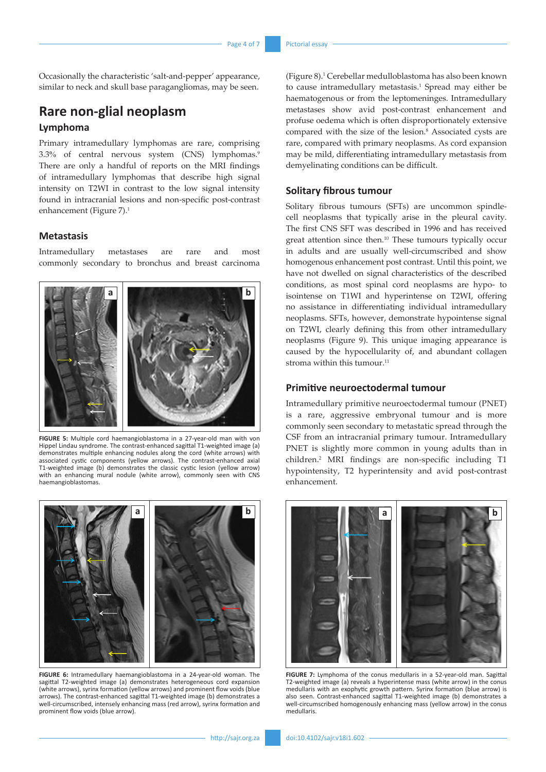Occasionally the characteristic 'salt-and-pepper' appearance, similar to neck and skull base paragangliomas, may be seen.

## Rare non-glial neoplasm

### Lymphoma

Primary intramedullary lymphomas are rare, comprising 3.3% of central nervous system (CNS) lymphomas.[9] There are only a handful of reports on the MRI findings of intramedullary lymphomas that describe high signal intensity on T2WI in contrast to the low signal intensity found in intracranial lesions and non-specific post-contrast enhancement (Figure 7).[1]

### Metastasis

Intramedullary metastases are rare and most commonly secondary to bronchus and breast carcinoma (Figure 8).[1] Cerebellar medulloblastoma has also been known to cause intramedullary metastasis.[1] Spread may either be haematogenous or from the leptomeninges. Intramedullary metastases show avid post-contrast enhancement and profuse oedema which is often disproportionately extensive compared with the size of the lesion.[8] Associated cysts are rare, compared with primary neoplasms. As cord expansion may be mild, differentiating intramedullary metastasis from demyelinating conditions can be difficult.

**FIGURE 5:** Multiple cord haemangioblastoma in a 27-year-old man with von Hippel Lindau syndrome. The contrast-enhanced sagittal T1-weighted image (a) demonstrates multiple enhancing nodules along the cord (white arrows) with associated cystic components (yellow arrows). The contrast-enhanced axial T1-weighted image (b) demonstrates the classic cystic lesion (yellow arrow) with an enhancing mural nodule (white arrow), commonly seen with CNS haemangioblastomas.

**FIGURE 6:** Intramedullary haemangioblastoma in a 24-year-old woman. The sagittal T2-weighted image (a) demonstrates heterogeneous cord expansion (white arrows), syrinx formation (yellow arrows) and prominent flow voids (blue arrows). The contrast-enhanced sagittal T1-weighted image (b) demonstrates a well-circumscribed, intensely enhancing mass (red arrow), syrinx formation and prominent flow voids (blue arrow).

### Solitary fibrous tumour

Solitary fibrous tumours (SFTs) are uncommon spindle-cell neoplasms that typically arise in the pleural cavity. The first CNS SFT was described in 1996 and has received great attention since then.[10] These tumours typically occur in adults and are usually well-circumscribed and show homogenous enhancement post contrast. Until this point, we have not dwelled on signal characteristics of the described conditions, as most spinal cord neoplasms are hypo- to isointense on T1WI and hyperintense on T2WI, offering no assistance in differentiating individual intramedullary neoplasms. SFTs, however, demonstrate hypointense signal on T2WI, clearly defining this from other intramedullary neoplasms (Figure 9). This unique imaging appearance is caused by the hypocellularity of, and abundant collagen stroma within this tumour.[11]

### Primitive neuroectodermal tumour

Intramedullary primitive neuroectodermal tumour (PNET) is a rare, aggressive embryonal tumour and is more commonly seen secondary to metastatic spread through the CSF from an intracranial primary tumour. Intramedullary PNET is slightly more common in young adults than in children.[2] MRI findings are non-specific including T1 hypointensity, T2 hyperintensity and avid post-contrast enhancement.

**FIGURE 7:** Lymphoma of the conus medullaris in a 52-year-old man. Sagittal T2-weighted image (a) reveals a hyperintense mass (white arrow) in the conus medullaris with an exophytic growth pattern. Syrinx formation (blue arrow) is also seen. Contrast-enhanced sagittal T1-weighted image (b) demonstrates a well-circumscribed homogenously enhancing mass (yellow arrow) in the conus medullaris.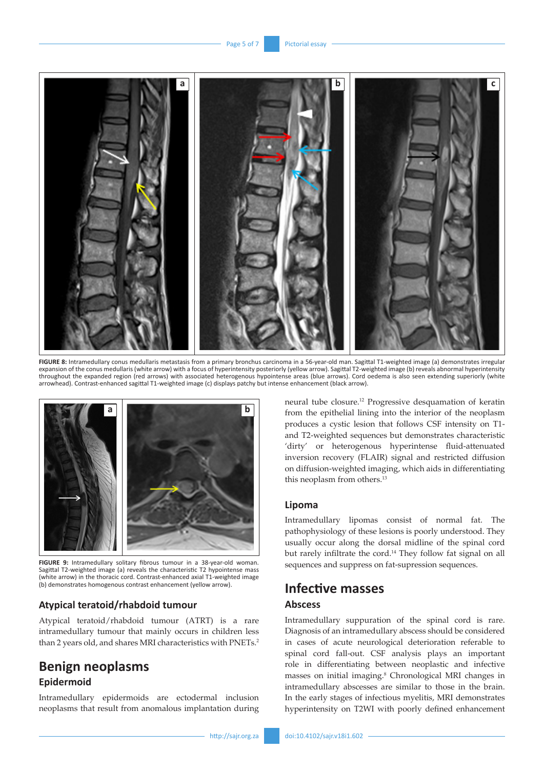**FIGURE 8:** Intramedullary conus medullaris metastasis from a primary bronchus carcinoma in a 56-year-old man. Sagittal T1-weighted image (a) demonstrates irregular expansion of the conus medullaris (white arrow) with a focus of hyperintensity posteriorly (yellow arrow). Sagittal T2-weighted image (b) reveals abnormal hyperintensity throughout the expanded region (red arrows) with associated heterogenous hypointense areas (blue arrows). Cord oedema is also seen extending superiorly (white arrowhead). Contrast-enhanced sagittal T1-weighted image (c) displays patchy but intense enhancement (black arrow).

**FIGURE 9:** Intramedullary solitary fibrous tumour in a 38-year-old woman. Sagittal T2-weighted image (a) reveals the characteristic T2 hypointense mass (white arrow) in the thoracic cord. Contrast-enhanced axial T1-weighted image (b) demonstrates homogenous contrast enhancement (yellow arrow).

### Atypical teratoid/rhabdoid tumour

Atypical teratoid/rhabdoid tumour (ATRT) is a rare intramedullary tumour that mainly occurs in children less than 2 years old, and shares MRI characteristics with PNETs.[2]

## Benign neoplasms

### Epidermoid

Intramedullary epidermoids are ectodermal inclusion neoplasms that result from anomalous implantation during neural tube closure.[12] Progressive desquamation of keratin from the epithelial lining into the interior of the neoplasm produces a cystic lesion that follows CSF intensity on T1- and T2-weighted sequences but demonstrates characteristic 'dirty' or heterogenous hyperintense fluid-attenuated inversion recovery (FLAIR) signal and restricted diffusion on diffusion-weighted imaging, which aids in differentiating this neoplasm from others.[13]

### Lipoma

Intramedullary lipomas consist of normal fat. The pathophysiology of these lesions is poorly understood. They usually occur along the dorsal midline of the spinal cord but rarely infiltrate the cord.[14] They follow fat signal on all sequences and suppress on fat-supression sequences.

## Infective masses

### Abscess

Intramedullary suppuration of the spinal cord is rare. Diagnosis of an intramedullary abscess should be considered in cases of acute neurological deterioration referable to spinal cord fall-out. CSF analysis plays an important role in differentiating between neoplastic and infective masses on initial imaging.[8] Chronological MRI changes in intramedullary abscesses are similar to those in the brain. In the early stages of infectious myelitis, MRI demonstrates hyperintensity on T2WI with poorly defined enhancement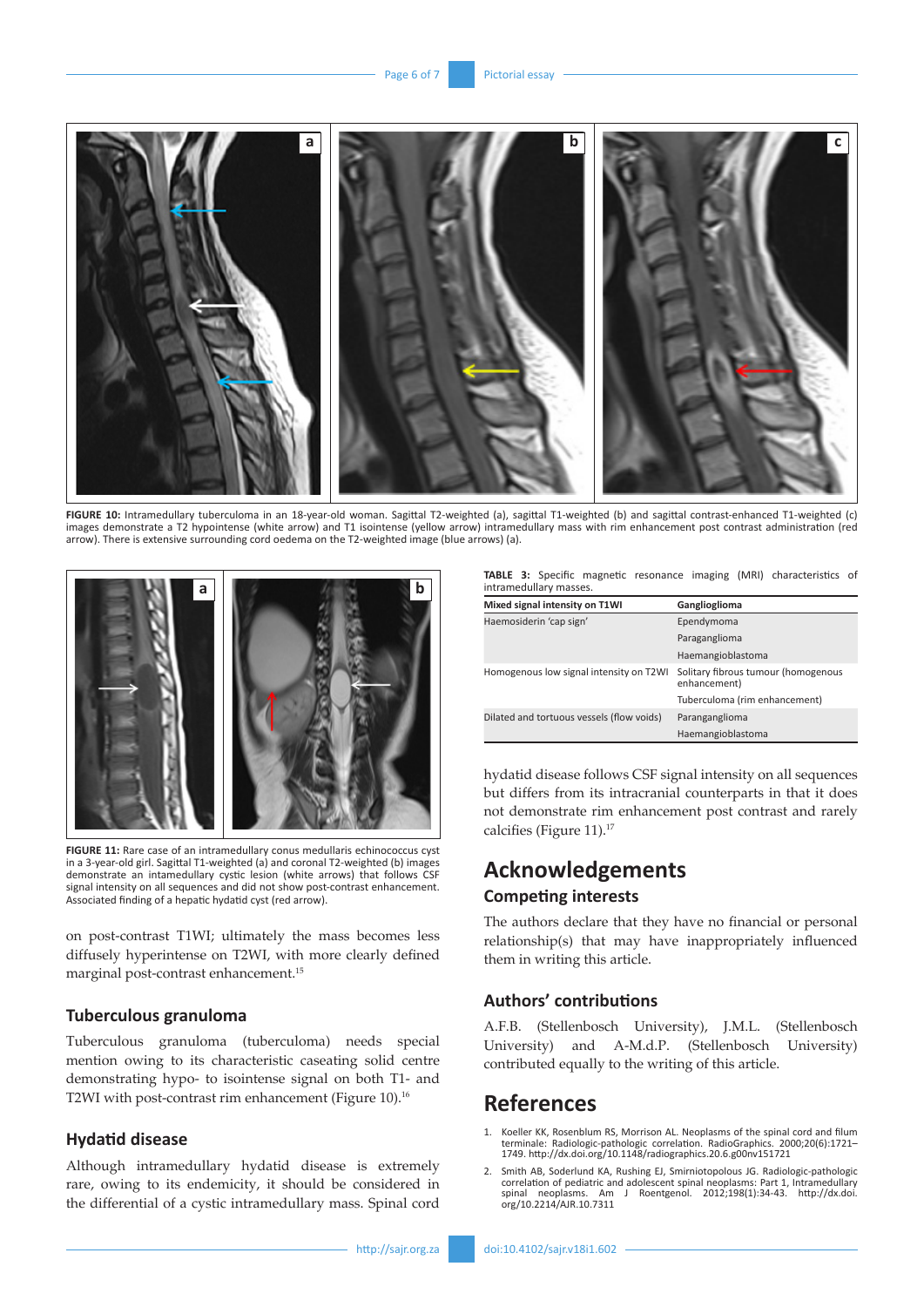FIGURE 10: Intramedullary tuberculoma in an 18-year-old woman. Sagittal T2-weighted (a), sagittal T1-weighted (b) and sagittal contrast-enhanced T1-weighted (c) images demonstrate a T2 hypointense (white arrow) and T1 isointense (yellow arrow) intramedullary mass with rim enhancement post contrast administration (red arrow). There is extensive surrounding cord oedema on the T2-weighted image (blue arrows) (a).

FIGURE 11: Rare case of an intramedullary conus medullaris echinococcus cyst in a 3-year-old girl. Sagittal T1-weighted (a) and coronal T2-weighted (b) images demonstrate an intramedullary cystic lesion (white arrows) that follows CSF signal intensity on all sequences and did not show post-contrast enhancement. Associated finding of a hepatic hydatid cyst (red arrow).

on post-contrast T1WI; ultimately the mass becomes less diffusely hyperintense on T2WI, with more clearly defined marginal post-contrast enhancement.[15]

### Tuberculous granuloma

Tuberculous granuloma (tuberculoma) needs special mention owing to its characteristic caseating solid centre demonstrating hypo- to isointense signal on both T1- and T2WI with post-contrast rim enhancement (Figure 10).[16]

### Hydatid disease

Although intramedullary hydatid disease is extremely rare, owing to its endemicity, it should be considered in the differential of a cystic intramedullary mass. Spinal cord hydatid disease follows CSF signal intensity on all sequences but differs from its intracranial counterparts in that it does not demonstrate rim enhancement post contrast and rarely calcifies (Figure 11).[17]

**TABLE 3:** Specific magnetic resonance imaging (MRI) characteristics of intramedullary masses.

| Mixed signal intensity on T1WI | Ganglioglioma |
|---|---|
| Haemosiderin 'cap sign' | Ependymoma |
| | Paraganglioma |
| | Haemangioblastoma |
| Homogenous low signal intensity on T2WI | Solitary fibrous tumour (homogenous enhancement) |
| | Tuberculoma (rim enhancement) |
| Dilated and tortuous vessels (flow voids) | Paranganglioma |
| | Haemangioblastoma |

## Acknowledgements

### Competing interests

The authors declare that they have no financial or personal relationship(s) that may have inappropriately influenced them in writing this article.

### Authors' contributions

A.F.B. (Stellenbosch University), J.M.L. (Stellenbosch University) and A-M.d.P. (Stellenbosch University) contributed equally to the writing of this article.

## References

1. Koeller KK, Rosenblum RS, Morrison AL. Neoplasms of the spinal cord and filum terminale: Radiologic-pathologic correlation. RadioGraphics. 2000;20(6):1721–1749. http://dx.doi.org/10.1148/radiographics.20.6.g00nv151721
2. Smith AB, Soderlund KA, Rushing EJ, Smirniotopolous JG. Radiologic-pathologic correlation of pediatric and adolescent spinal neoplasms: Part 1, Intramedullary spinal neoplasms. Am J Roentgenol. 2012;198(1):34-43. http://dx.doi.org/10.2214/AJR.10.7311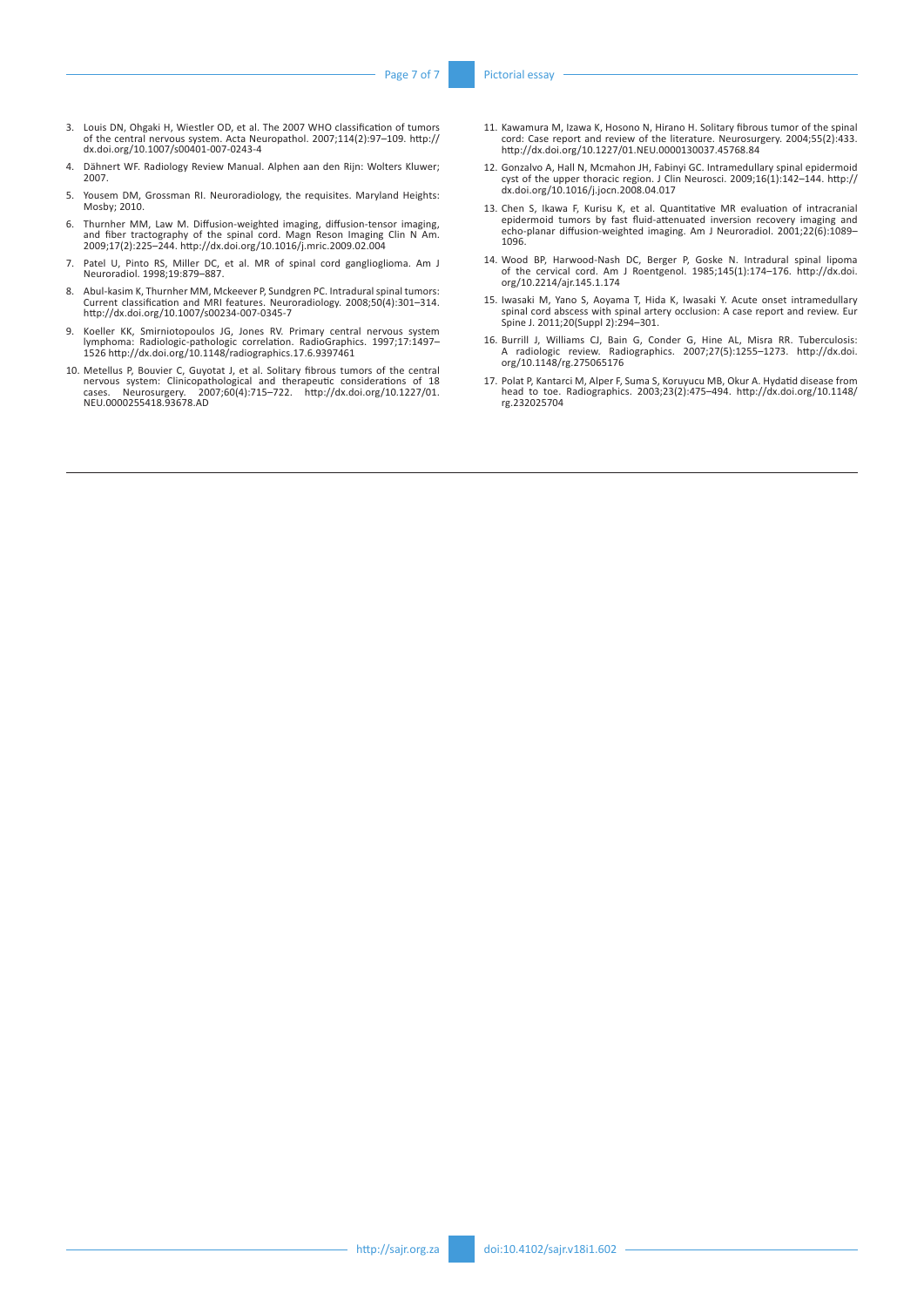3. Louis DN, Ohgaki H, Wiestler OD, et al. The 2007 WHO classification of tumors of the central nervous system. Acta Neuropathol. 2007;114(2):97–109. http://dx.doi.org/10.1007/s00401-007-0243-4
4. Dähnert WF. Radiology Review Manual. Alphen aan den Rijn: Wolters Kluwer; 2007.
5. Yousem DM, Grossman RI. Neuroradiology, the requisites. Maryland Heights: Mosby; 2010.
6. Thurnher MM, Law M. Diffusion-weighted imaging, diffusion-tensor imaging, and fiber tractography of the spinal cord. Magn Reson Imaging Clin N Am. 2009;17(2):225–244. http://dx.doi.org/10.1016/j.mric.2009.02.004
7. Patel U, Pinto RS, Miller DC, et al. MR of spinal cord ganglioglioma. Am J Neuroradiol. 1998;19:879–887.
8. Abul-kasim K, Thurnher MM, Mckeever P, Sundgren PC. Intradural spinal tumors: Current classification and MRI features. Neuroradiology. 2008;50(4):301–314. http://dx.doi.org/10.1007/s00234-007-0345-7
9. Koeller KK, Smirniotopoulos JG, Jones RV. Primary central nervous system lymphoma: Radiologic-pathologic correlation. RadioGraphics. 1997;17:1497–1526 http://dx.doi.org/10.1148/radiographics.17.6.9397461
10. Metellus P, Bouvier C, Guyotat J, et al. Solitary fibrous tumors of the central nervous system: Clinicopathological and therapeutic considerations of 18 cases. Neurosurgery. 2007;60(4):715–722. http://dx.doi.org/10.1227/01.NEU.0000255418.93678.AD
11. Kawamura M, Izawa K, Hosono N, Hirano H. Solitary fibrous tumor of the spinal cord: Case report and review of the literature. Neurosurgery. 2004;55(2):433. http://dx.doi.org/10.1227/01.NEU.0000130037.45768.84
12. Gonzalvo A, Hall N, Mcmahon JH, Fabinyi GC. Intramedullary spinal epidermoid cyst of the upper thoracic region. J Clin Neurosci. 2009;16(1):142–144. http://dx.doi.org/10.1016/j.jocn.2008.04.017
13. Chen S, Ikawa F, Kurisu K, et al. Quantitative MR evaluation of intracranial epidermoid tumors by fast fluid-attenuated inversion recovery imaging and echo-planar diffusion-weighted imaging. Am J Neuroradiol. 2001;22(6):1089–1096.
14. Wood BP, Harwood-Nash DC, Berger P, Goske N. Intradural spinal lipoma of the cervical cord. Am J Roentgenol. 1985;145(1):174–176. http://dx.doi.org/10.2214/ajr.145.1.174
15. Iwasaki M, Yano S, Aoyama T, Hida K, Iwasaki Y. Acute onset intramedullary spinal cord abscess with spinal artery occlusion: A case report and review. Eur Spine J. 2011;20(Suppl 2):294–301.
16. Burrill J, Williams CJ, Bain G, Conder G, Hine AL, Misra RR. Tuberculosis: A radiologic review. Radiographics. 2007;27(5):1255–1273. http://dx.doi.org/10.1148/rg.275065176
17. Polat P, Kantarci M, Alper F, Suma S, Koruyucu MB, Okur A. Hydatid disease from head to toe. Radiographics. 2003;23(2):475–494. http://dx.doi.org/10.1148/rg.232025704